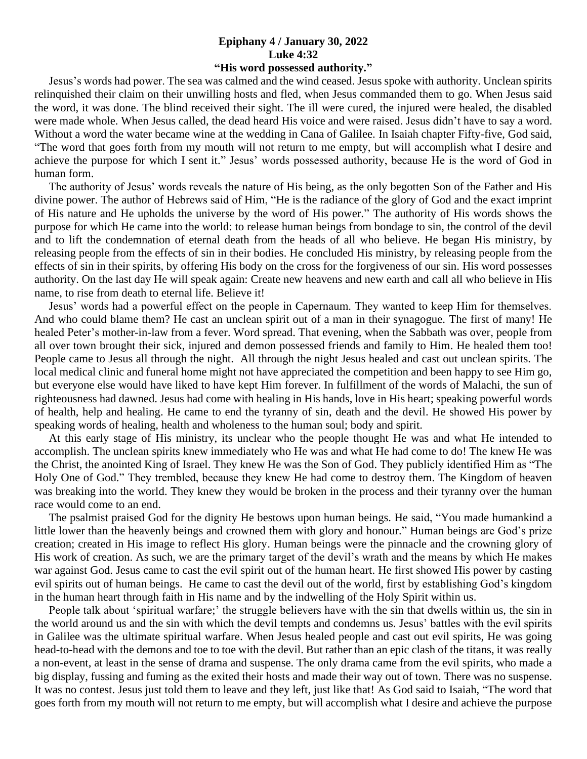**Epiphany 4 / January 30, 2022**
**Luke 4:32**
**"His word possessed authority."**

Jesus's words had power. The sea was calmed and the wind ceased. Jesus spoke with authority. Unclean spirits relinquished their claim on their unwilling hosts and fled, when Jesus commanded them to go. When Jesus said the word, it was done. The blind received their sight. The ill were cured, the injured were healed, the disabled were made whole. When Jesus called, the dead heard His voice and were raised. Jesus didn't have to say a word. Without a word the water became wine at the wedding in Cana of Galilee. In Isaiah chapter Fifty-five, God said, "The word that goes forth from my mouth will not return to me empty, but will accomplish what I desire and achieve the purpose for which I sent it." Jesus' words possessed authority, because He is the word of God in human form.

The authority of Jesus' words reveals the nature of His being, as the only begotten Son of the Father and His divine power. The author of Hebrews said of Him, "He is the radiance of the glory of God and the exact imprint of His nature and He upholds the universe by the word of His power." The authority of His words shows the purpose for which He came into the world: to release human beings from bondage to sin, the control of the devil and to lift the condemnation of eternal death from the heads of all who believe. He began His ministry, by releasing people from the effects of sin in their bodies. He concluded His ministry, by releasing people from the effects of sin in their spirits, by offering His body on the cross for the forgiveness of our sin. His word possesses authority. On the last day He will speak again: Create new heavens and new earth and call all who believe in His name, to rise from death to eternal life. Believe it!

Jesus' words had a powerful effect on the people in Capernaum. They wanted to keep Him for themselves. And who could blame them? He cast an unclean spirit out of a man in their synagogue. The first of many! He healed Peter's mother-in-law from a fever. Word spread. That evening, when the Sabbath was over, people from all over town brought their sick, injured and demon possessed friends and family to Him. He healed them too! People came to Jesus all through the night. All through the night Jesus healed and cast out unclean spirits. The local medical clinic and funeral home might not have appreciated the competition and been happy to see Him go, but everyone else would have liked to have kept Him forever. In fulfillment of the words of Malachi, the sun of righteousness had dawned. Jesus had come with healing in His hands, love in His heart; speaking powerful words of health, help and healing. He came to end the tyranny of sin, death and the devil. He showed His power by speaking words of healing, health and wholeness to the human soul; body and spirit.

At this early stage of His ministry, its unclear who the people thought He was and what He intended to accomplish. The unclean spirits knew immediately who He was and what He had come to do! The knew He was the Christ, the anointed King of Israel. They knew He was the Son of God. They publicly identified Him as "The Holy One of God." They trembled, because they knew He had come to destroy them. The Kingdom of heaven was breaking into the world. They knew they would be broken in the process and their tyranny over the human race would come to an end.

The psalmist praised God for the dignity He bestows upon human beings. He said, "You made humankind a little lower than the heavenly beings and crowned them with glory and honour." Human beings are God's prize creation; created in His image to reflect His glory. Human beings were the pinnacle and the crowning glory of His work of creation. As such, we are the primary target of the devil's wrath and the means by which He makes war against God. Jesus came to cast the evil spirit out of the human heart. He first showed His power by casting evil spirits out of human beings. He came to cast the devil out of the world, first by establishing God's kingdom in the human heart through faith in His name and by the indwelling of the Holy Spirit within us.

People talk about 'spiritual warfare;' the struggle believers have with the sin that dwells within us, the sin in the world around us and the sin with which the devil tempts and condemns us. Jesus' battles with the evil spirits in Galilee was the ultimate spiritual warfare. When Jesus healed people and cast out evil spirits, He was going head-to-head with the demons and toe to toe with the devil. But rather than an epic clash of the titans, it was really a non-event, at least in the sense of drama and suspense. The only drama came from the evil spirits, who made a big display, fussing and fuming as the exited their hosts and made their way out of town. There was no suspense. It was no contest. Jesus just told them to leave and they left, just like that! As God said to Isaiah, "The word that goes forth from my mouth will not return to me empty, but will accomplish what I desire and achieve the purpose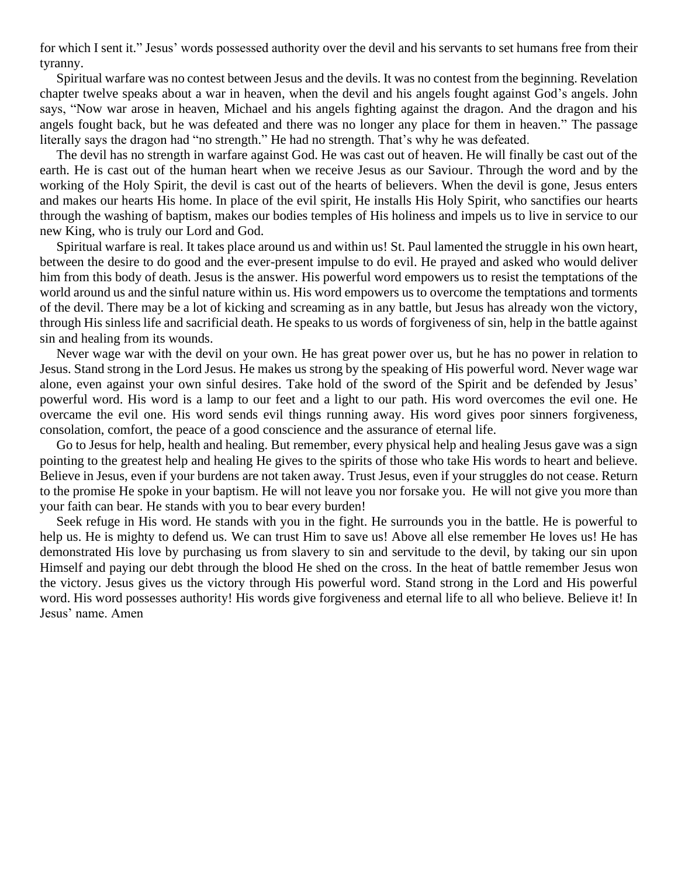for which I sent it." Jesus' words possessed authority over the devil and his servants to set humans free from their tyranny.

Spiritual warfare was no contest between Jesus and the devils. It was no contest from the beginning. Revelation chapter twelve speaks about a war in heaven, when the devil and his angels fought against God's angels. John says, "Now war arose in heaven, Michael and his angels fighting against the dragon. And the dragon and his angels fought back, but he was defeated and there was no longer any place for them in heaven." The passage literally says the dragon had "no strength." He had no strength. That's why he was defeated.

The devil has no strength in warfare against God. He was cast out of heaven. He will finally be cast out of the earth. He is cast out of the human heart when we receive Jesus as our Saviour. Through the word and by the working of the Holy Spirit, the devil is cast out of the hearts of believers. When the devil is gone, Jesus enters and makes our hearts His home. In place of the evil spirit, He installs His Holy Spirit, who sanctifies our hearts through the washing of baptism, makes our bodies temples of His holiness and impels us to live in service to our new King, who is truly our Lord and God.

Spiritual warfare is real. It takes place around us and within us! St. Paul lamented the struggle in his own heart, between the desire to do good and the ever-present impulse to do evil. He prayed and asked who would deliver him from this body of death. Jesus is the answer. His powerful word empowers us to resist the temptations of the world around us and the sinful nature within us. His word empowers us to overcome the temptations and torments of the devil. There may be a lot of kicking and screaming as in any battle, but Jesus has already won the victory, through His sinless life and sacrificial death. He speaks to us words of forgiveness of sin, help in the battle against sin and healing from its wounds.

Never wage war with the devil on your own. He has great power over us, but he has no power in relation to Jesus. Stand strong in the Lord Jesus. He makes us strong by the speaking of His powerful word. Never wage war alone, even against your own sinful desires. Take hold of the sword of the Spirit and be defended by Jesus' powerful word. His word is a lamp to our feet and a light to our path. His word overcomes the evil one. He overcame the evil one. His word sends evil things running away. His word gives poor sinners forgiveness, consolation, comfort, the peace of a good conscience and the assurance of eternal life.

Go to Jesus for help, health and healing. But remember, every physical help and healing Jesus gave was a sign pointing to the greatest help and healing He gives to the spirits of those who take His words to heart and believe. Believe in Jesus, even if your burdens are not taken away. Trust Jesus, even if your struggles do not cease. Return to the promise He spoke in your baptism. He will not leave you nor forsake you. He will not give you more than your faith can bear. He stands with you to bear every burden!

Seek refuge in His word. He stands with you in the fight. He surrounds you in the battle. He is powerful to help us. He is mighty to defend us. We can trust Him to save us! Above all else remember He loves us! He has demonstrated His love by purchasing us from slavery to sin and servitude to the devil, by taking our sin upon Himself and paying our debt through the blood He shed on the cross. In the heat of battle remember Jesus won the victory. Jesus gives us the victory through His powerful word. Stand strong in the Lord and His powerful word. His word possesses authority! His words give forgiveness and eternal life to all who believe. Believe it! In Jesus' name. Amen